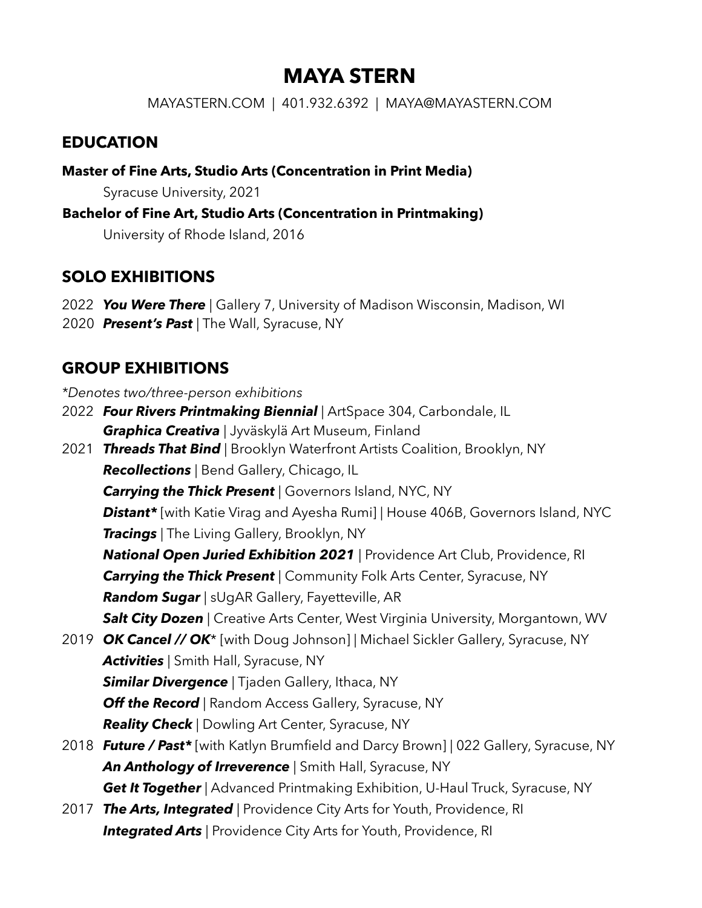# MAYA STERN

MAYASTERN.COM | 401.932.6392 | MAYA@MAYASTERN.COM

## EDUCATION

**Master of Fine Arts, Studio Arts (Concentration in Print Media)**

Syracuse University, 2021

**Bachelor of Fine Art, Studio Arts (Concentration in Printmaking)**

University of Rhode Island, 2016

## SOLO EXHIBITIONS

2022 ***You Were There*** | Gallery 7, University of Madison Wisconsin, Madison, WI
2020 ***Present's Past*** | The Wall, Syracuse, NY

## GROUP EXHIBITIONS

*\*Denotes two/three-person exhibitions*

2022 ***Four Rivers Printmaking Biennial*** | ArtSpace 304, Carbondale, IL
***Graphica Creativa*** | Jyväskylä Art Museum, Finland

2021 ***Threads That Bind*** | Brooklyn Waterfront Artists Coalition, Brooklyn, NY
***Recollections*** | Bend Gallery, Chicago, IL
***Carrying the Thick Present*** | Governors Island, NYC, NY
***Distant**** [with Katie Virag and Ayesha Rumi] | House 406B, Governors Island, NYC
***Tracings*** | The Living Gallery, Brooklyn, NY
***National Open Juried Exhibition 2021*** | Providence Art Club, Providence, RI
***Carrying the Thick Present*** | Community Folk Arts Center, Syracuse, NY
***Random Sugar*** | sUgAR Gallery, Fayetteville, AR
***Salt City Dozen*** | Creative Arts Center, West Virginia University, Morgantown, WV

2019 ***OK Cancel // OK**** [with Doug Johnson] | Michael Sickler Gallery, Syracuse, NY
***Activities*** | Smith Hall, Syracuse, NY
***Similar Divergence*** | Tjaden Gallery, Ithaca, NY
***Off the Record*** | Random Access Gallery, Syracuse, NY
***Reality Check*** | Dowling Art Center, Syracuse, NY

2018 ***Future / Past**** [with Katlyn Brumfield and Darcy Brown] | 022 Gallery, Syracuse, NY
***An Anthology of Irreverence*** | Smith Hall, Syracuse, NY
***Get It Together*** | Advanced Printmaking Exhibition, U-Haul Truck, Syracuse, NY

2017 ***The Arts, Integrated*** | Providence City Arts for Youth, Providence, RI
***Integrated Arts*** | Providence City Arts for Youth, Providence, RI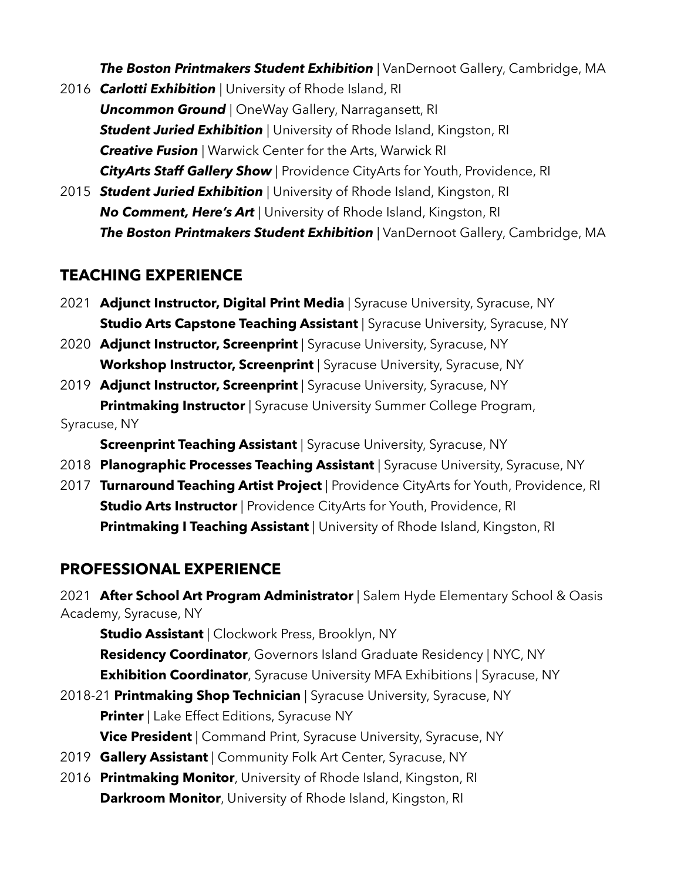***The Boston Printmakers Student Exhibition*** | VanDernoot Gallery, Cambridge, MA

2016 ***Carlotti Exhibition*** | University of Rhode Island, RI
***Uncommon Ground*** | OneWay Gallery, Narragansett, RI
***Student Juried Exhibition*** | University of Rhode Island, Kingston, RI
***Creative Fusion*** | Warwick Center for the Arts, Warwick RI
***CityArts Staff Gallery Show*** | Providence CityArts for Youth, Providence, RI

2015 ***Student Juried Exhibition*** | University of Rhode Island, Kingston, RI
***No Comment, Here's Art*** | University of Rhode Island, Kingston, RI
***The Boston Printmakers Student Exhibition*** | VanDernoot Gallery, Cambridge, MA

## TEACHING EXPERIENCE

2021 **Adjunct Instructor, Digital Print Media** | Syracuse University, Syracuse, NY
**Studio Arts Capstone Teaching Assistant** | Syracuse University, Syracuse, NY

2020 **Adjunct Instructor, Screenprint** | Syracuse University, Syracuse, NY
**Workshop Instructor, Screenprint** | Syracuse University, Syracuse, NY

2019 **Adjunct Instructor, Screenprint** | Syracuse University, Syracuse, NY
**Printmaking Instructor** | Syracuse University Summer College Program, Syracuse, NY
**Screenprint Teaching Assistant** | Syracuse University, Syracuse, NY

2018 **Planographic Processes Teaching Assistant** | Syracuse University, Syracuse, NY

2017 **Turnaround Teaching Artist Project** | Providence CityArts for Youth, Providence, RI
**Studio Arts Instructor** | Providence CityArts for Youth, Providence, RI
**Printmaking I Teaching Assistant** | University of Rhode Island, Kingston, RI

## PROFESSIONAL EXPERIENCE

2021 **After School Art Program Administrator** | Salem Hyde Elementary School & Oasis Academy, Syracuse, NY
**Studio Assistant** | Clockwork Press, Brooklyn, NY
**Residency Coordinator**, Governors Island Graduate Residency | NYC, NY
**Exhibition Coordinator**, Syracuse University MFA Exhibitions | Syracuse, NY

2018-21 **Printmaking Shop Technician** | Syracuse University, Syracuse, NY
**Printer** | Lake Effect Editions, Syracuse NY
**Vice President** | Command Print, Syracuse University, Syracuse, NY

2019 **Gallery Assistant** | Community Folk Art Center, Syracuse, NY

2016 **Printmaking Monitor**, University of Rhode Island, Kingston, RI
**Darkroom Monitor**, University of Rhode Island, Kingston, RI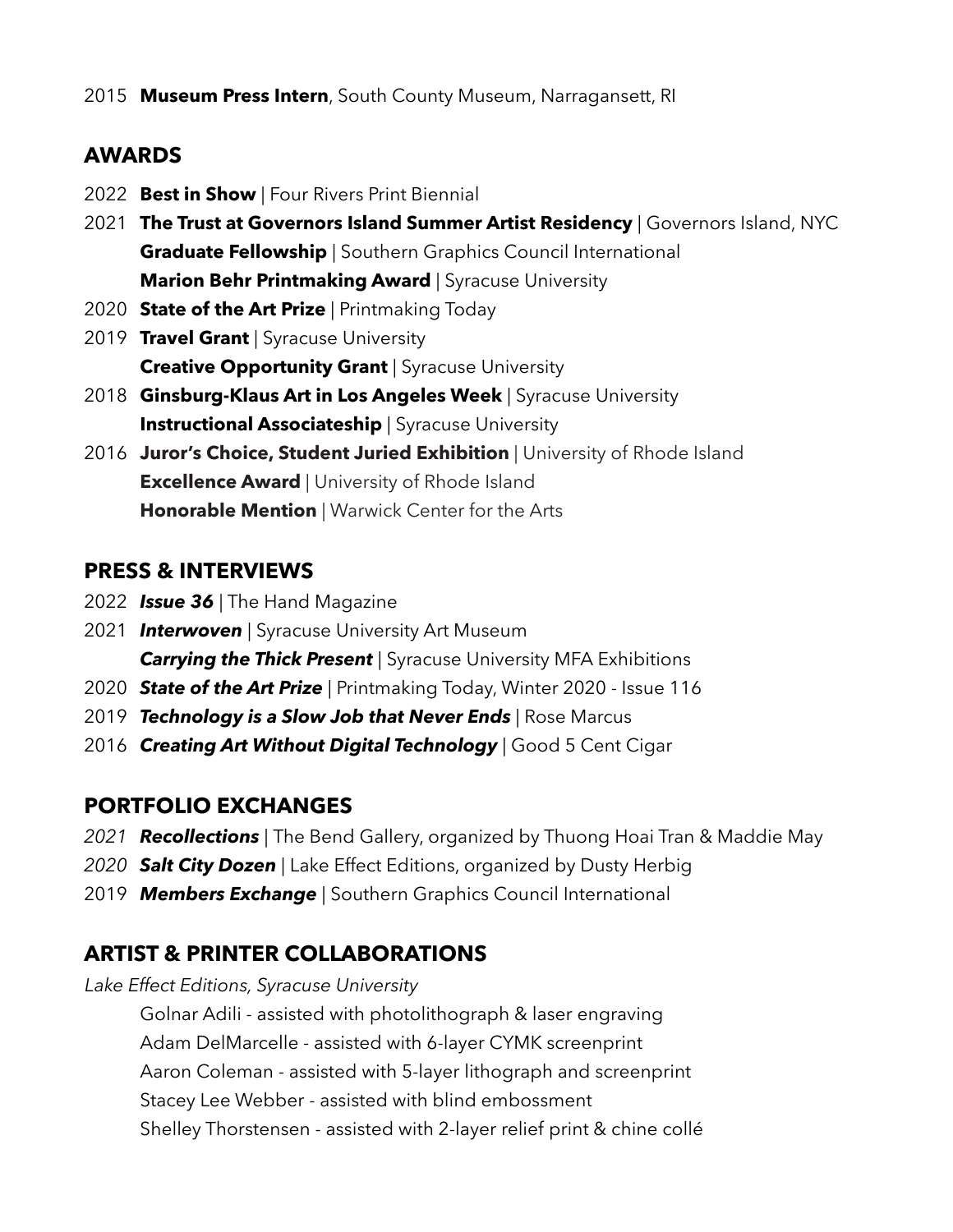2015 **Museum Press Intern**, South County Museum, Narragansett, RI

## AWARDS

2022 **Best in Show** | Four Rivers Print Biennial

2021 **The Trust at Governors Island Summer Artist Residency** | Governors Island, NYC
**Graduate Fellowship** | Southern Graphics Council International
**Marion Behr Printmaking Award** | Syracuse University

2020 **State of the Art Prize** | Printmaking Today

2019 **Travel Grant** | Syracuse University
**Creative Opportunity Grant** | Syracuse University

2018 **Ginsburg-Klaus Art in Los Angeles Week** | Syracuse University
**Instructional Associateship** | Syracuse University

2016 **Juror's Choice, Student Juried Exhibition** | University of Rhode Island
**Excellence Award** | University of Rhode Island
**Honorable Mention** | Warwick Center for the Arts

## PRESS & INTERVIEWS

2022 ***Issue 36*** | The Hand Magazine

2021 ***Interwoven*** | Syracuse University Art Museum
***Carrying the Thick Present*** | Syracuse University MFA Exhibitions

2020 ***State of the Art Prize*** | Printmaking Today, Winter 2020 - Issue 116

2019 ***Technology is a Slow Job that Never Ends*** | Rose Marcus

2016 ***Creating Art Without Digital Technology*** | Good 5 Cent Cigar

## PORTFOLIO EXCHANGES

*2021* ***Recollections*** | The Bend Gallery, organized by Thuong Hoai Tran & Maddie May

*2020* ***Salt City Dozen*** | Lake Effect Editions, organized by Dusty Herbig

2019 ***Members Exchange*** | Southern Graphics Council International

## ARTIST & PRINTER COLLABORATIONS

*Lake Effect Editions, Syracuse University*

Golnar Adili - assisted with photolithograph & laser engraving
Adam DelMarcelle - assisted with 6-layer CYMK screenprint
Aaron Coleman - assisted with 5-layer lithograph and screenprint
Stacey Lee Webber - assisted with blind embossment
Shelley Thorstensen - assisted with 2-layer relief print & chine collé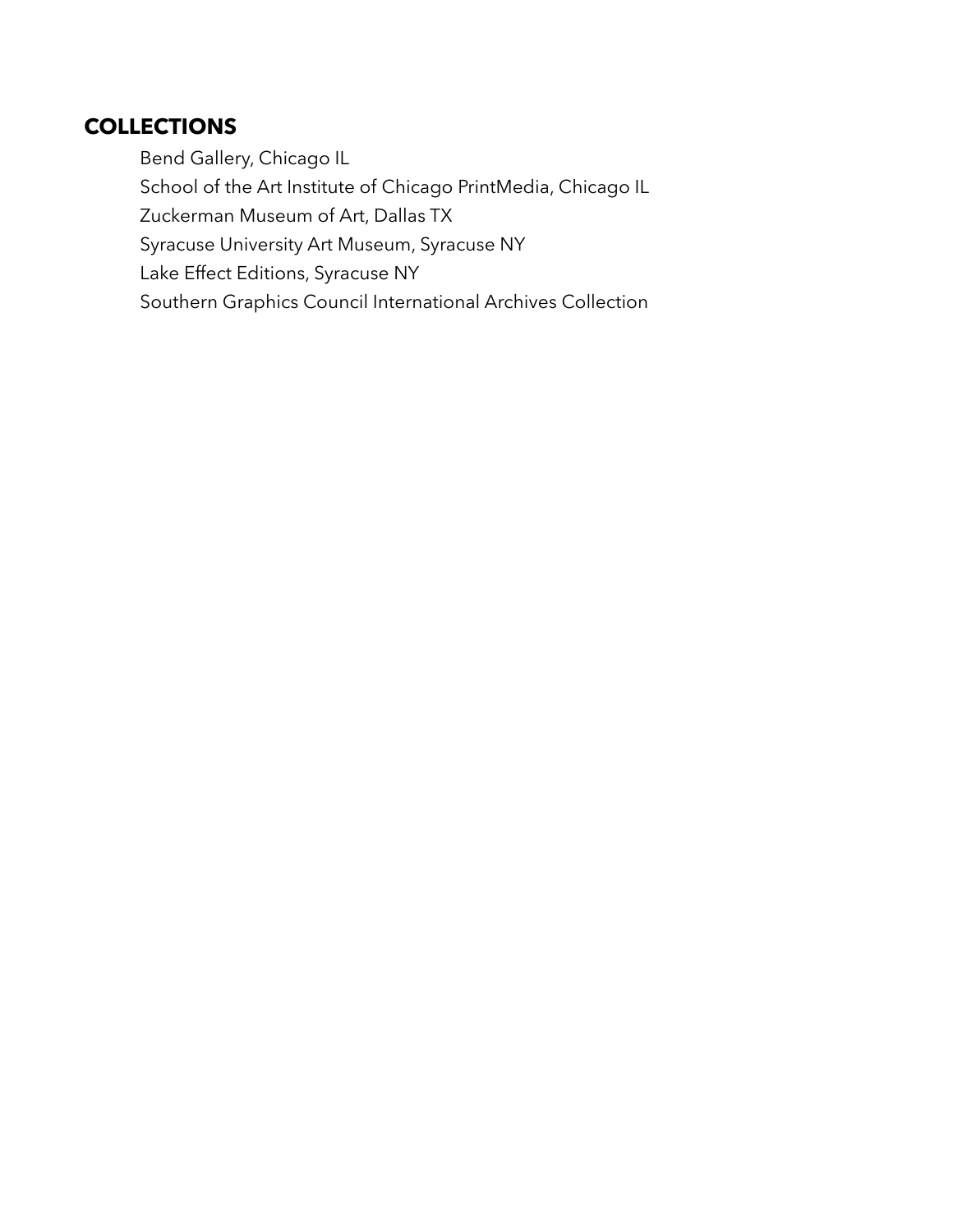## COLLECTIONS

Bend Gallery, Chicago IL
School of the Art Institute of Chicago PrintMedia, Chicago IL
Zuckerman Museum of Art, Dallas TX
Syracuse University Art Museum, Syracuse NY
Lake Effect Editions, Syracuse NY
Southern Graphics Council International Archives Collection